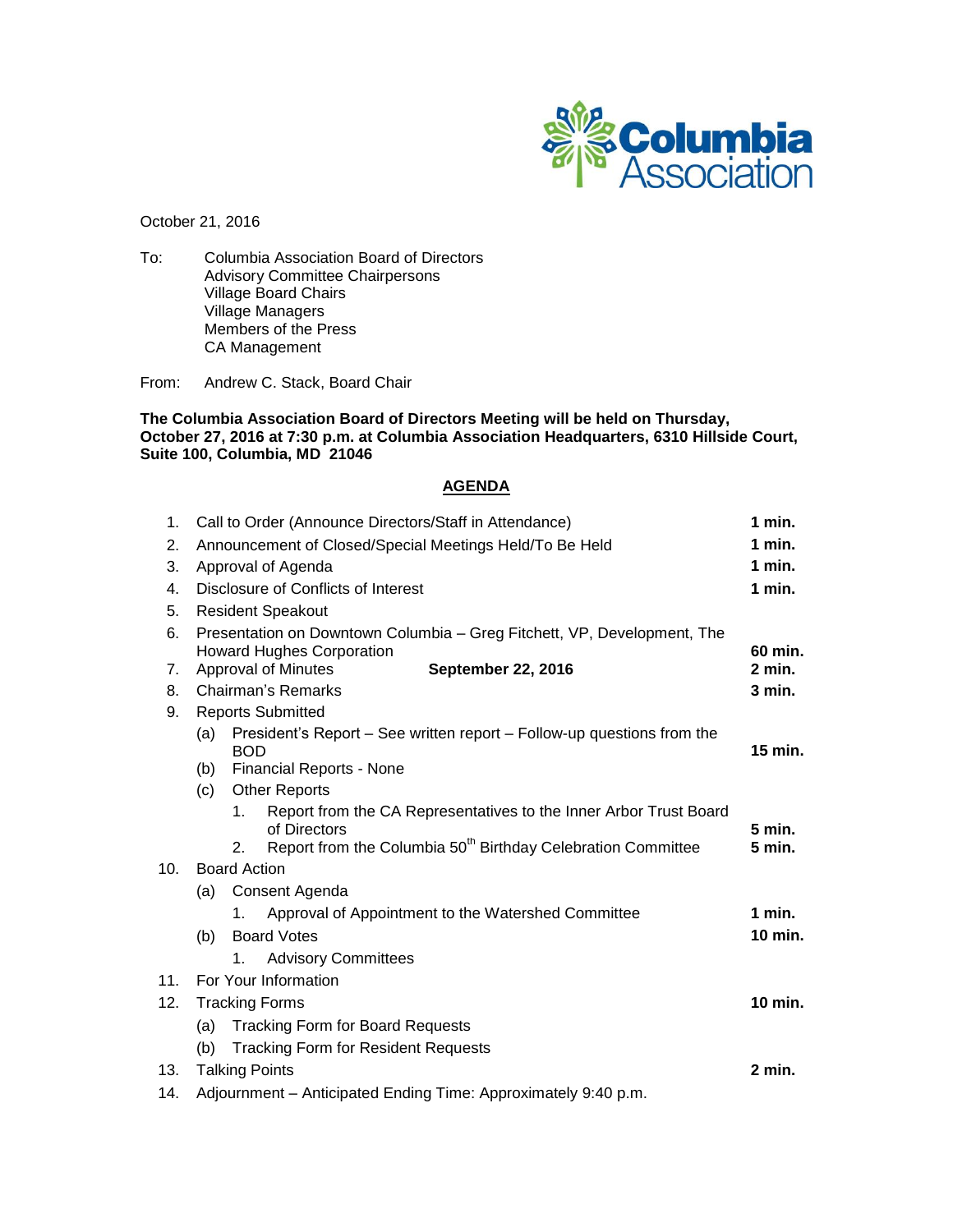Columbia Association

October 21, 2016

To: Columbia Association Board of Directors
Advisory Committee Chairpersons
Village Board Chairs
Village Managers
Members of the Press
CA Management

From: Andrew C. Stack, Board Chair

**The Columbia Association Board of Directors Meeting will be held on Thursday, October 27, 2016 at 7:30 p.m. at Columbia Association Headquarters, 6310 Hillside Court, Suite 100, Columbia, MD 21046**

## AGENDA

1. Call to Order (Announce Directors/Staff in Attendance) — **1 min.**
2. Announcement of Closed/Special Meetings Held/To Be Held — **1 min.**
3. Approval of Agenda — **1 min.**
4. Disclosure of Conflicts of Interest — **1 min.**
5. Resident Speakout
6. Presentation on Downtown Columbia – Greg Fitchett, VP, Development, The Howard Hughes Corporation — **60 min.**
7. Approval of Minutes **September 22, 2016** — **2 min.**
8. Chairman's Remarks — **3 min.**
9. Reports Submitted
   - (a) President's Report – See written report – Follow-up questions from the BOD — **15 min.**
   - (b) Financial Reports - None
   - (c) Other Reports
     1. Report from the CA Representatives to the Inner Arbor Trust Board of Directors — **5 min.**
     2. Report from the Columbia 50th Birthday Celebration Committee — **5 min.**
10. Board Action
    - (a) Consent Agenda
      1. Approval of Appointment to the Watershed Committee — **1 min.**
    - (b) Board Votes — **10 min.**
      1. Advisory Committees
11. For Your Information
12. Tracking Forms — **10 min.**
    - (a) Tracking Form for Board Requests
    - (b) Tracking Form for Resident Requests
13. Talking Points — **2 min.**
14. Adjournment – Anticipated Ending Time: Approximately 9:40 p.m.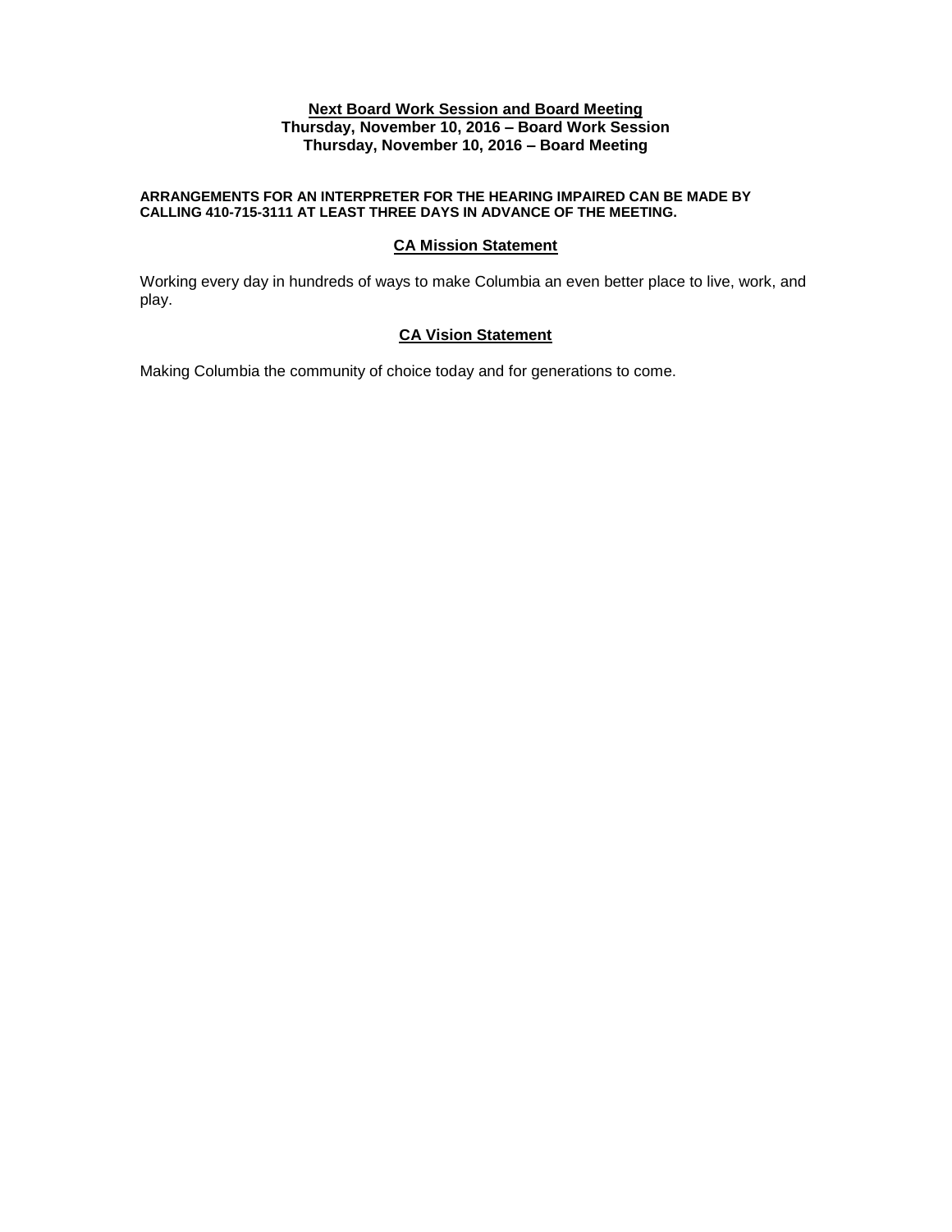**Next Board Work Session and Board Meeting**
**Thursday, November 10, 2016 – Board Work Session**
**Thursday, November 10, 2016 – Board Meeting**

**ARRANGEMENTS FOR AN INTERPRETER FOR THE HEARING IMPAIRED CAN BE MADE BY CALLING 410-715-3111 AT LEAST THREE DAYS IN ADVANCE OF THE MEETING.**

## CA Mission Statement

Working every day in hundreds of ways to make Columbia an even better place to live, work, and play.

## CA Vision Statement

Making Columbia the community of choice today and for generations to come.